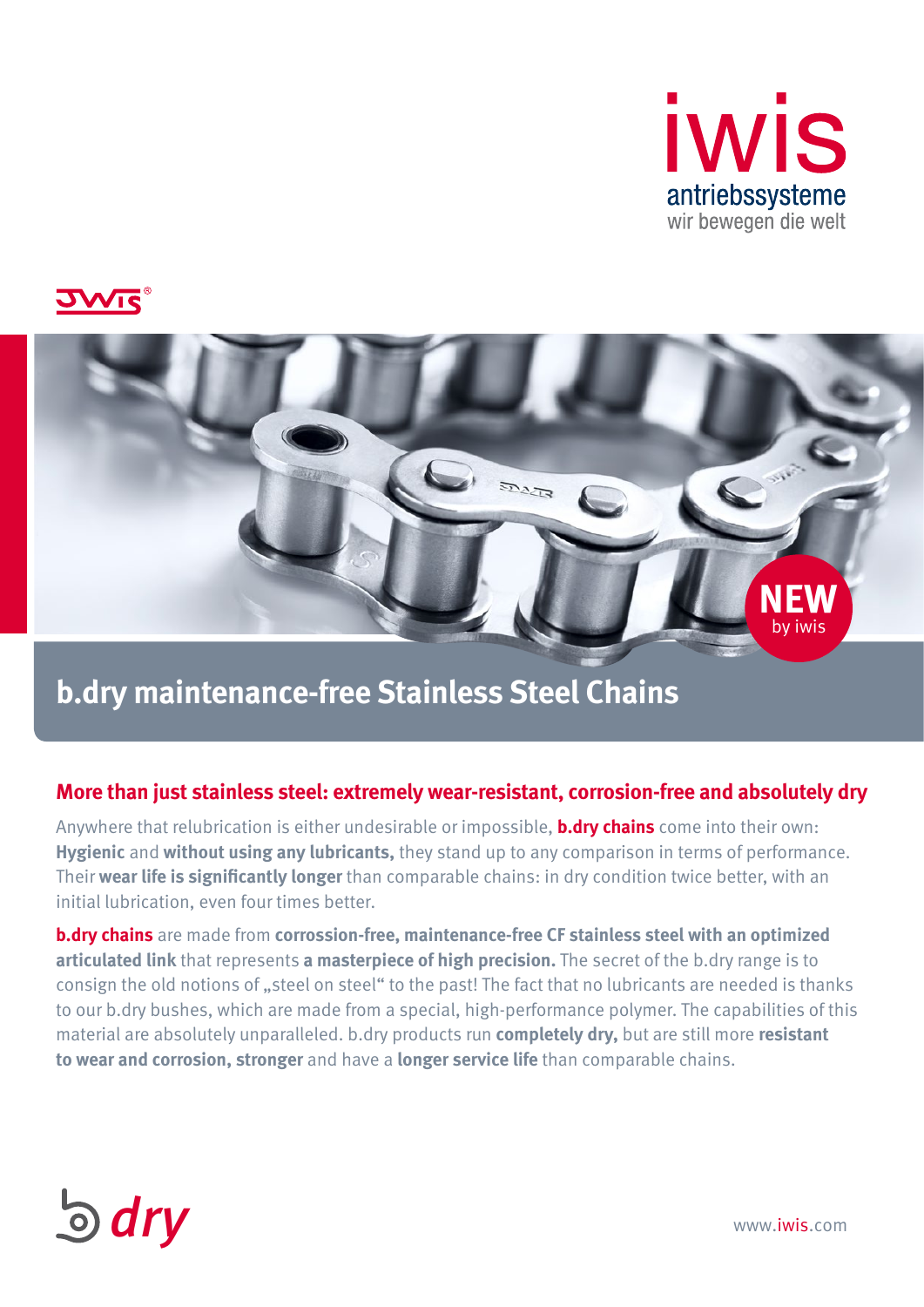iwis
antriebssysteme
wir bewegen die welt

NEW
by iwis

# b.dry maintenance-free Stainless Steel Chains

## More than just stainless steel: extremely wear-resistant, corrosion-free and absolutely dry

Anywhere that relubrication is either undesirable or impossible, **b.dry chains** come into their own: **Hygienic** and **without using any lubricants,** they stand up to any comparison in terms of performance. Their **wear life is significantly longer** than comparable chains: in dry condition twice better, with an initial lubrication, even four times better.

**b.dry chains** are made from **corrossion-free, maintenance-free CF stainless steel with an optimized articulated link** that represents **a masterpiece of high precision.** The secret of the b.dry range is to consign the old notions of „steel on steel" to the past! The fact that no lubricants are needed is thanks to our b.dry bushes, which are made from a special, high-performance polymer. The capabilities of this material are absolutely unparalleled. b.dry products run **completely dry,** but are still more **resistant to wear and corrosion, stronger** and have a **longer service life** than comparable chains.

b dry

www.iwis.com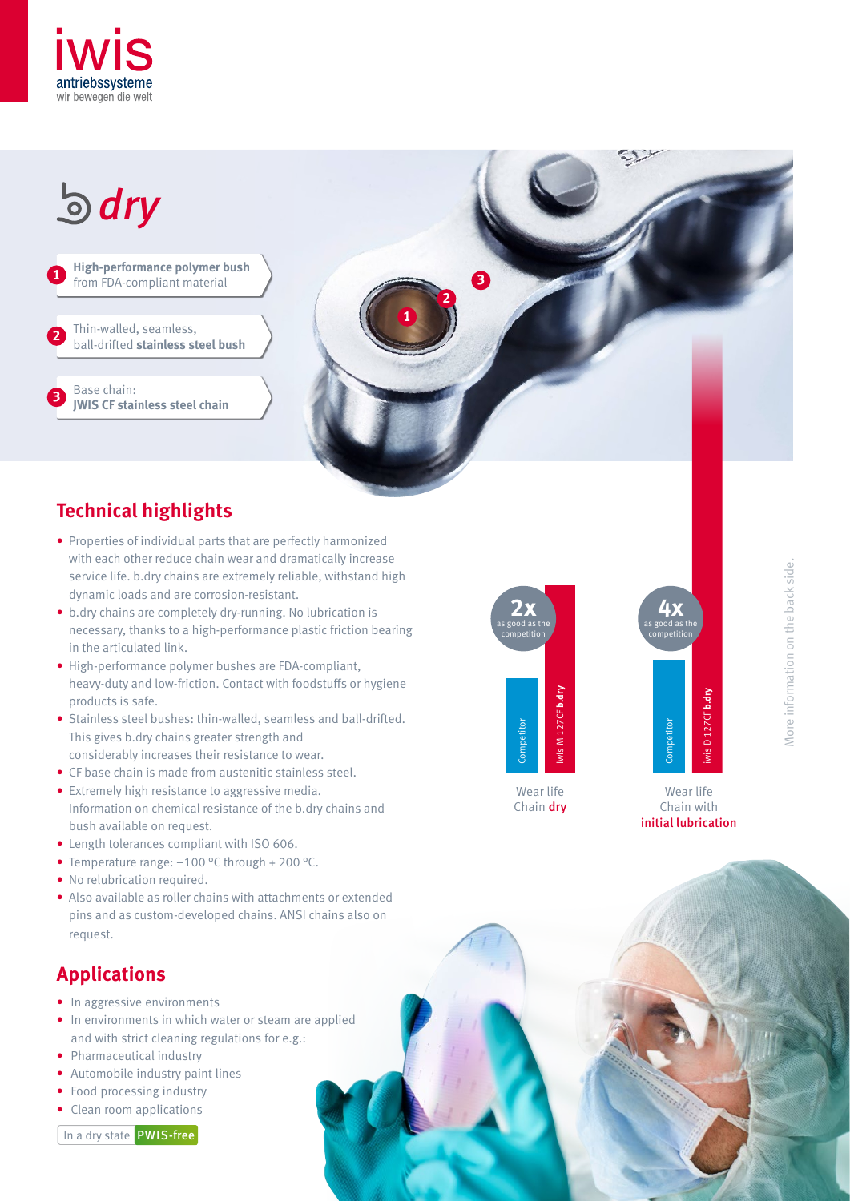iwis antriebssysteme
wir bewegen die welt

# b dry

1. **High-performance polymer bush** from FDA-compliant material
2. Thin-walled, seamless, ball-drifted **stainless steel bush**
3. Base chain: **JWIS CF stainless steel chain**

## Technical highlights

- Properties of individual parts that are perfectly harmonized with each other reduce chain wear and dramatically increase service life. b.dry chains are extremely reliable, withstand high dynamic loads and are corrosion-resistant.
- b.dry chains are completely dry-running. No lubrication is necessary, thanks to a high-performance plastic friction bearing in the articulated link.
- High-performance polymer bushes are FDA-compliant, heavy-duty and low-friction. Contact with foodstuffs or hygiene products is safe.
- Stainless steel bushes: thin-walled, seamless and ball-drifted. This gives b.dry chains greater strength and considerably increases their resistance to wear.
- CF base chain is made from austenitic stainless steel.
- Extremely high resistance to aggressive media. Information on chemical resistance of the b.dry chains and bush available on request.
- Length tolerances compliant with ISO 606.
- Temperature range: –100 °C through + 200 °C.
- No relubrication required.
- Also available as roller chains with attachments or extended pins and as custom-developed chains. ANSI chains also on request.

2x
as good as the competition

Competitor

iwis M 127CF **b.dry**

Wear life
Chain **dry**

4x
as good as the competition

Competitor

iwis D 127CF **b.dry**

Wear life
Chain with
**initial lubrication**

More information on the back side.

## Applications

- In aggressive environments
- In environments in which water or steam are applied and with strict cleaning regulations for e.g.:
- Pharmaceutical industry
- Automobile industry paint lines
- Food processing industry
- Clean room applications

In a dry state **PWIS-free**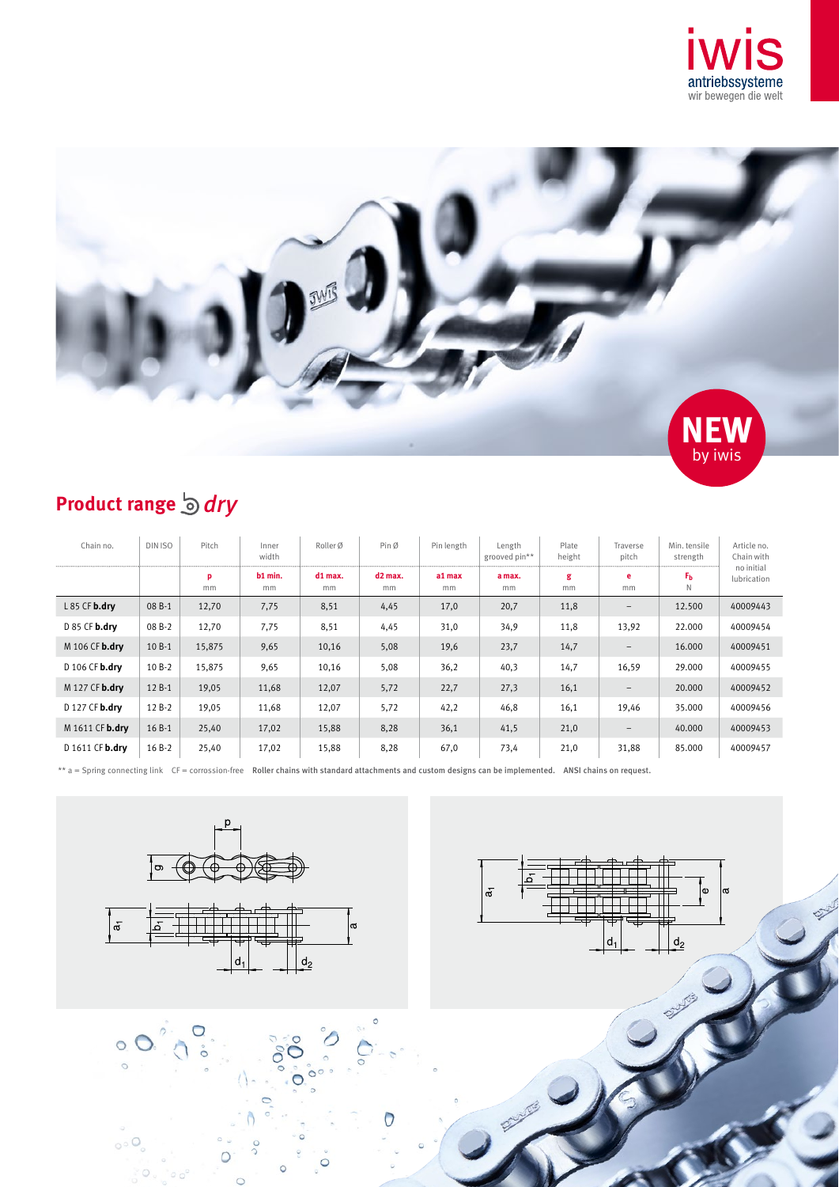## Product range *dry*

| Chain no. | DIN ISO | Pitch | Inner width | Roller Ø | Pin Ø | Pin length | Length grooved pin** | Plate height | Traverse pitch | Min. tensile strength | Article no. Chain with no initial lubrication |
|---|---|---|---|---|---|---|---|---|---|---|---|
| | | **p** mm | **b1 min.** mm | **d1 max.** mm | **d2 max.** mm | **a1 max** mm | **a max.** mm | **g** mm | **e** mm | $F_b$ N | |
| L 85 CF **b.dry** | 08 B-1 | 12,70 | 7,75 | 8,51 | 4,45 | 17,0 | 20,7 | 11,8 | – | 12.500 | 40009443 |
| D 85 CF **b.dry** | 08 B-2 | 12,70 | 7,75 | 8,51 | 4,45 | 31,0 | 34,9 | 11,8 | 13,92 | 22.000 | 40009454 |
| M 106 CF **b.dry** | 10 B-1 | 15,875 | 9,65 | 10,16 | 5,08 | 19,6 | 23,7 | 14,7 | – | 16.000 | 40009451 |
| D 106 CF **b.dry** | 10 B-2 | 15,875 | 9,65 | 10,16 | 5,08 | 36,2 | 40,3 | 14,7 | 16,59 | 29.000 | 40009455 |
| M 127 CF **b.dry** | 12 B-1 | 19,05 | 11,68 | 12,07 | 5,72 | 22,7 | 27,3 | 16,1 | – | 20.000 | 40009452 |
| D 127 CF **b.dry** | 12 B-2 | 19,05 | 11,68 | 12,07 | 5,72 | 42,2 | 46,8 | 16,1 | 19,46 | 35.000 | 40009456 |
| M 1611 CF **b.dry** | 16 B-1 | 25,40 | 17,02 | 15,88 | 8,28 | 36,1 | 41,5 | 21,0 | – | 40.000 | 40009453 |
| D 1611 CF **b.dry** | 16 B-2 | 25,40 | 17,02 | 15,88 | 8,28 | 67,0 | 73,4 | 21,0 | 31,88 | 85.000 | 40009457 |

** a = Spring connecting link CF = corrossion-free **Roller chains with standard attachments and custom designs can be implemented. ANSI chains on request.**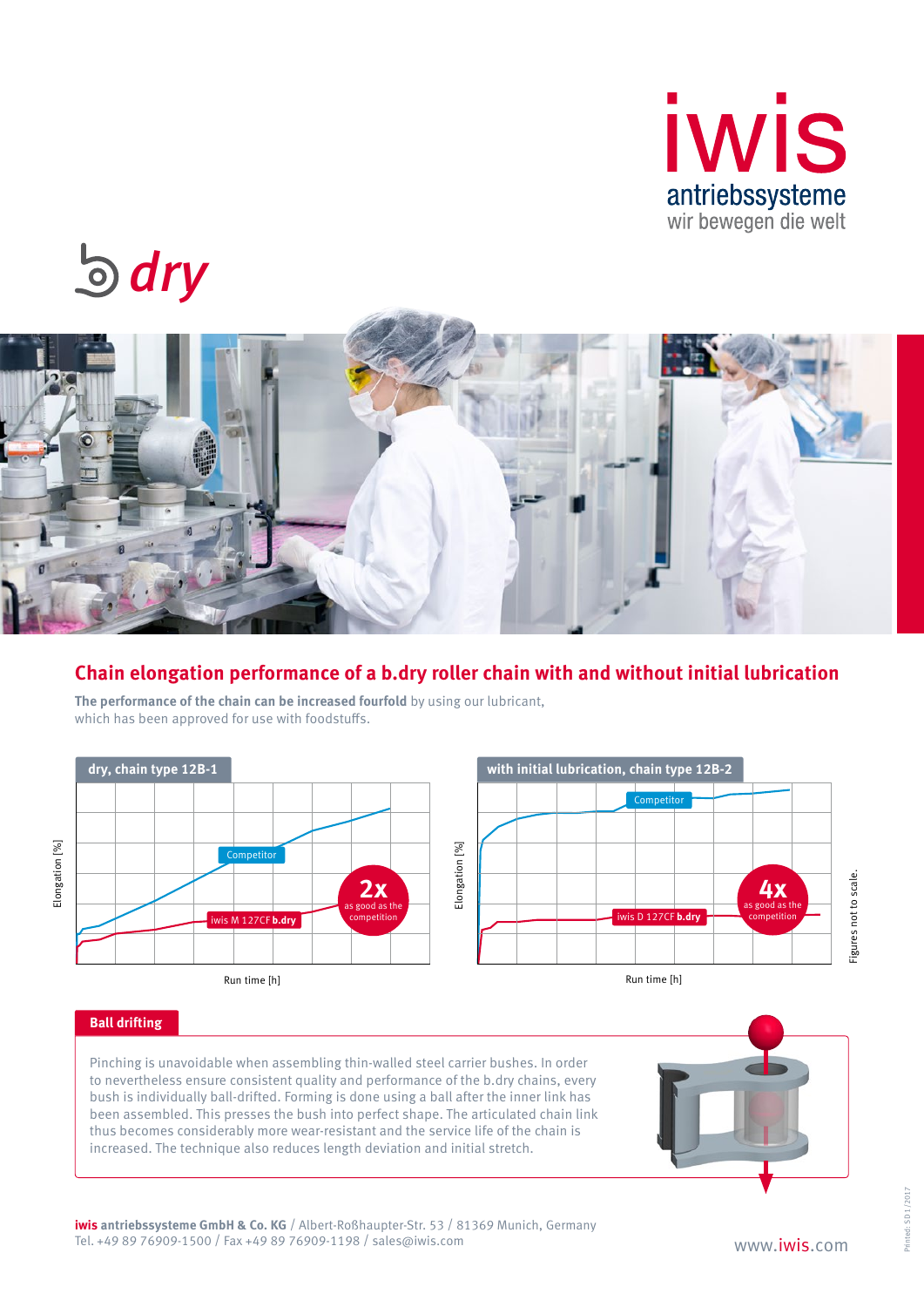iwis
antriebssysteme
wir bewegen die welt

b dry

## Chain elongation performance of a b.dry roller chain with and without initial lubrication

**The performance of the chain can be increased fourfold** by using our lubricant, which has been approved for use with foodstuffs.

dry, chain type 12B-1

Elongation [%]

Competitor

iwis M 127CF **b.dry**

2x
as good as the competition

Run time [h]

with initial lubrication, chain type 12B-2

Elongation [%]

Competitor

iwis D 127CF **b.dry**

4x
as good as the competition

Run time [h]

Figures not to scale.

### Ball drifting

Pinching is unavoidable when assembling thin-walled steel carrier bushes. In order to nevertheless ensure consistent quality and performance of the b.dry chains, every bush is individually ball-drifted. Forming is done using a ball after the inner link has been assembled. This presses the bush into perfect shape. The articulated chain link thus becomes considerably more wear-resistant and the service life of the chain is increased. The technique also reduces length deviation and initial stretch.

**iwis antriebssysteme GmbH & Co. KG** / Albert-Roßhaupter-Str. 53 / 81369 Munich, Germany
Tel. +49 89 76909-1500 / Fax +49 89 76909-1198 / sales@iwis.com

www.iwis.com

Printed: SD I / 2017